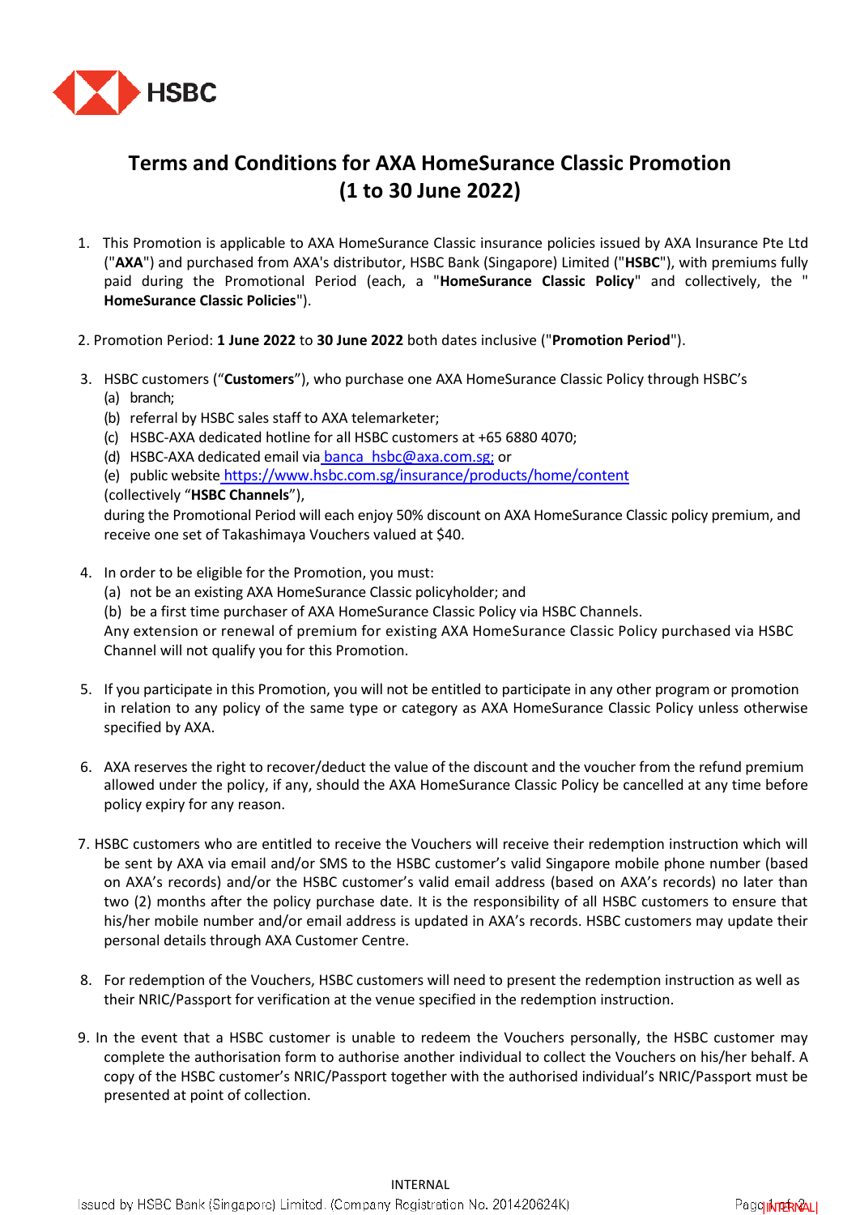# Terms and Conditions for AXA HomeSurance Classic Promotion (1 to 30 June 2022)

1. This Promotion is applicable to AXA HomeSurance Classic insurance policies issued by AXA Insurance Pte Ltd ("**AXA**") and purchased from AXA's distributor, HSBC Bank (Singapore) Limited ("**HSBC**"), with premiums fully paid during the Promotional Period (each, a "**HomeSurance Classic Policy**" and collectively, the " **HomeSurance Classic Policies**").

2. Promotion Period: **1 June 2022** to **30 June 2022** both dates inclusive ("**Promotion Period**").

3. HSBC customers ("**Customers**"), who purchase one AXA HomeSurance Classic Policy through HSBC's
   (a) branch;
   (b) referral by HSBC sales staff to AXA telemarketer;
   (c) HSBC-AXA dedicated hotline for all HSBC customers at +65 6880 4070;
   (d) HSBC-AXA dedicated email via banca_hsbc@axa.com.sg; or
   (e) public website https://www.hsbc.com.sg/insurance/products/home/content
   (collectively "**HSBC Channels**"),
   during the Promotional Period will each enjoy 50% discount on AXA HomeSurance Classic policy premium, and receive one set of Takashimaya Vouchers valued at $40.

4. In order to be eligible for the Promotion, you must:
   (a) not be an existing AXA HomeSurance Classic policyholder; and
   (b) be a first time purchaser of AXA HomeSurance Classic Policy via HSBC Channels.
   Any extension or renewal of premium for existing AXA HomeSurance Classic Policy purchased via HSBC Channel will not qualify you for this Promotion.

5. If you participate in this Promotion, you will not be entitled to participate in any other program or promotion in relation to any policy of the same type or category as AXA HomeSurance Classic Policy unless otherwise specified by AXA.

6. AXA reserves the right to recover/deduct the value of the discount and the voucher from the refund premium allowed under the policy, if any, should the AXA HomeSurance Classic Policy be cancelled at any time before policy expiry for any reason.

7. HSBC customers who are entitled to receive the Vouchers will receive their redemption instruction which will be sent by AXA via email and/or SMS to the HSBC customer's valid Singapore mobile phone number (based on AXA's records) and/or the HSBC customer's valid email address (based on AXA's records) no later than two (2) months after the policy purchase date. It is the responsibility of all HSBC customers to ensure that his/her mobile number and/or email address is updated in AXA's records. HSBC customers may update their personal details through AXA Customer Centre.

8. For redemption of the Vouchers, HSBC customers will need to present the redemption instruction as well as their NRIC/Passport for verification at the venue specified in the redemption instruction.

9. In the event that a HSBC customer is unable to redeem the Vouchers personally, the HSBC customer may complete the authorisation form to authorise another individual to collect the Vouchers on his/her behalf. A copy of the HSBC customer's NRIC/Passport together with the authorised individual's NRIC/Passport must be presented at point of collection.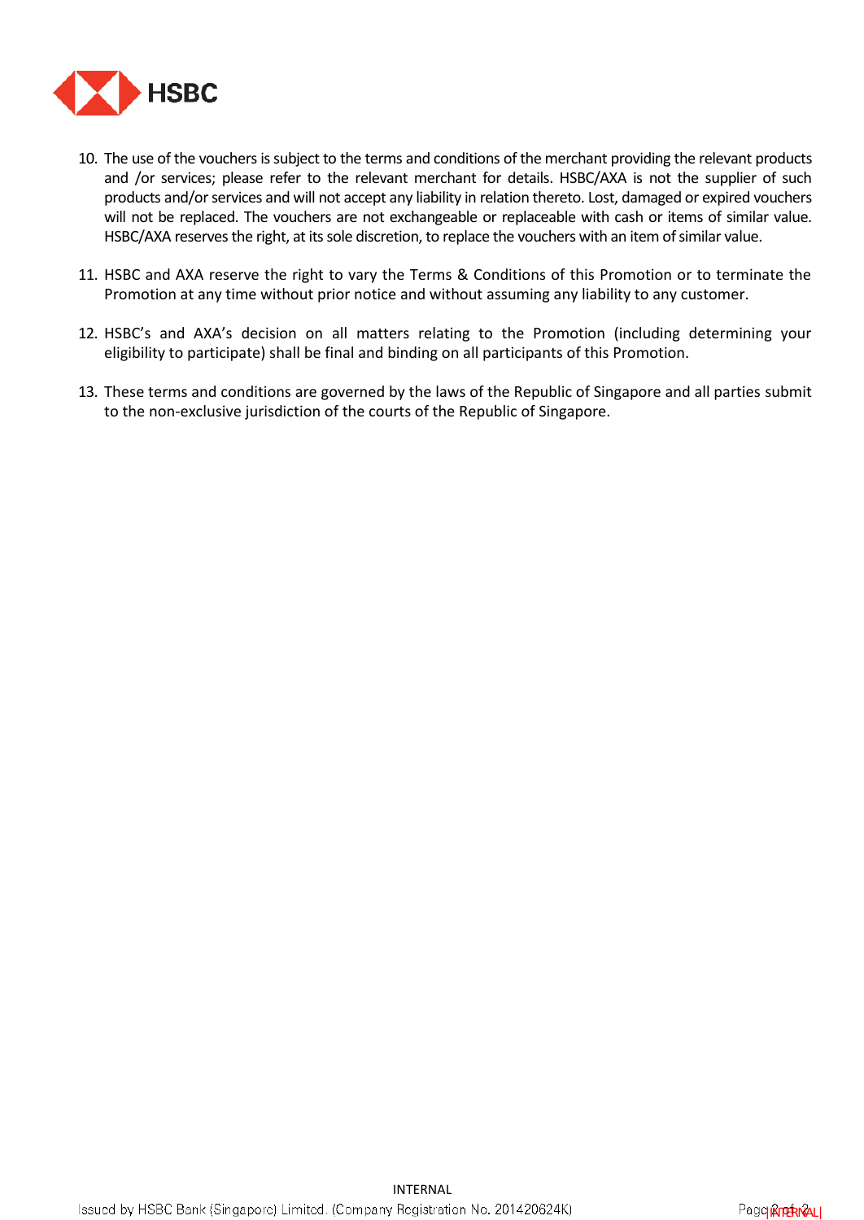10. The use of the vouchers is subject to the terms and conditions of the merchant providing the relevant products and /or services; please refer to the relevant merchant for details. HSBC/AXA is not the supplier of such products and/or services and will not accept any liability in relation thereto. Lost, damaged or expired vouchers will not be replaced. The vouchers are not exchangeable or replaceable with cash or items of similar value. HSBC/AXA reserves the right, at its sole discretion, to replace the vouchers with an item of similar value.

11. HSBC and AXA reserve the right to vary the Terms & Conditions of this Promotion or to terminate the Promotion at any time without prior notice and without assuming any liability to any customer.

12. HSBC's and AXA's decision on all matters relating to the Promotion (including determining your eligibility to participate) shall be final and binding on all participants of this Promotion.

13. These terms and conditions are governed by the laws of the Republic of Singapore and all parties submit to the non-exclusive jurisdiction of the courts of the Republic of Singapore.

Issued by HSBC Bank (Singapore) Limited. (Company Registration No. 201420624K)